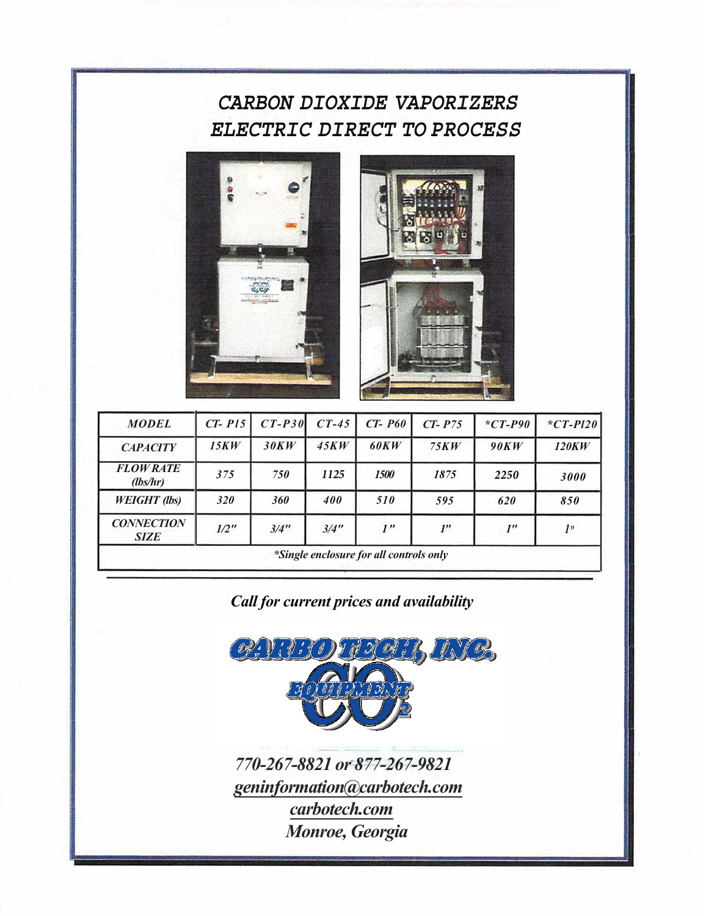# CARBON DIOXIDE VAPORIZERS
# ELECTRIC DIRECT TO PROCESS

| MODEL | CT- P15 | CT-P30 | CT-45 | CT- P60 | CT- P75 | *CT-P90 | *CT-P120 |
|---|---|---|---|---|---|---|---|
| CAPACITY | 15KW | 30KW | 45KW | 60KW | 75KW | 90KW | 120KW |
| FLOW RATE (lbs/hr) | 375 | 750 | 1125 | 1500 | 1875 | 2250 | 3000 |
| WEIGHT (lbs) | 320 | 360 | 400 | 510 | 595 | 620 | 850 |
| CONNECTION SIZE | 1/2" | 3/4" | 3/4" | 1" | 1" | 1" | 1" |

*Single enclosure for all controls only

***Call for current prices and availability***

**CARBO TECH, INC.**

**$CO_2$ EQUIPMENT**

*770-267-8821 or 877-267-9821*

*geninformation@carbotech.com*

*carbotech.com*

*Monroe, Georgia*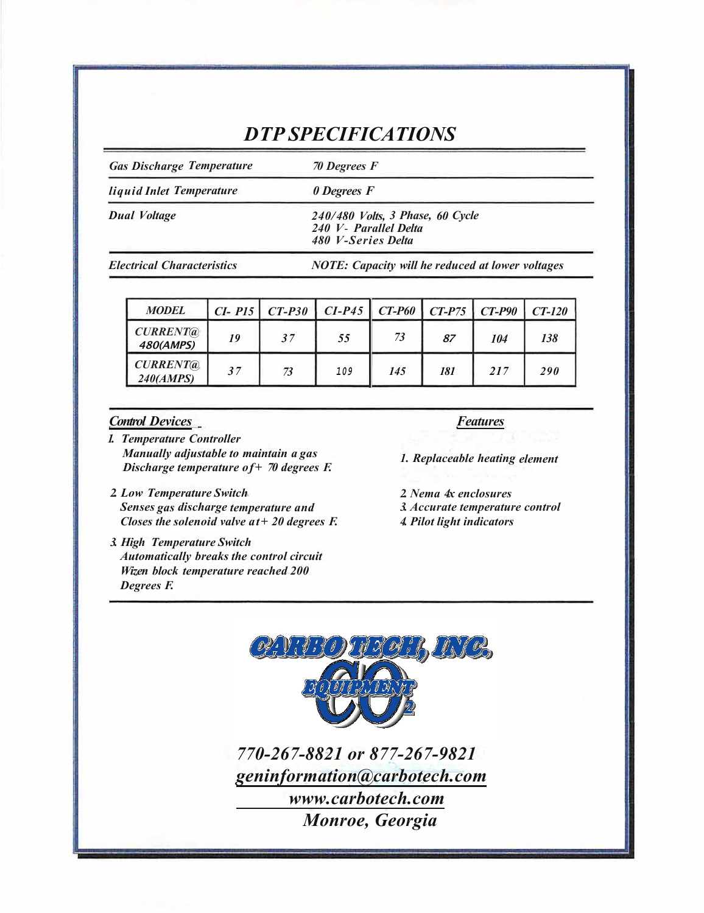# *DTP SPECIFICATIONS*

| | |
|---|---|
| ***Gas Discharge Temperature*** | ***70 Degrees F*** |
| ***liquid Inlet Temperature*** | ***0 Degrees F*** |
| ***Dual Voltage*** | ***240/480 Volts, 3 Phase, 60 Cycle***<br>***240 V- Parallel Delta***<br>***480 V-Series Delta*** |
| ***Electrical Characteristics*** | ***NOTE: Capacity will he reduced at lower voltages*** |

| *MODEL* | *CI- P15* | *CT-P30* | *CI-P45* | *CT-P60* | *CT-P75* | *CT-P90* | *CT-120* |
|---|---|---|---|---|---|---|---|
| *CURRENT@ 480(AMPS)* | 19 | 37 | 55 | 73 | 87 | 104 | 138 |
| *CURRENT@ 240(AMPS)* | 37 | 73 | 109 | 145 | 181 | 217 | 290 |

***Control Devices***

1. ***Temperature Controller***
   ***Manually adjustable to maintain a gas Discharge temperature of+ 70 degrees F.***
2. ***Low Temperature Switch***
   ***Senses gas discharge temperature and Closes the solenoid valve at+ 20 degrees F.***
3. ***High Temperature Switch***
   ***Automatically breaks the control circuit Wizen block temperature reached 200 Degrees F.***

***Features***

1. ***Replaceable heating element***
2. ***Nema 4x enclosures***
3. ***Accurate temperature control***
4. ***Pilot light indicators***

**CARBO TECH, INC.**
**EQUIPMENT $CO_2$**

***770-267-8821 or 877-267-9821***
***geninformation@carbotech.com***
***www.carbotech.com***
***Monroe, Georgia***